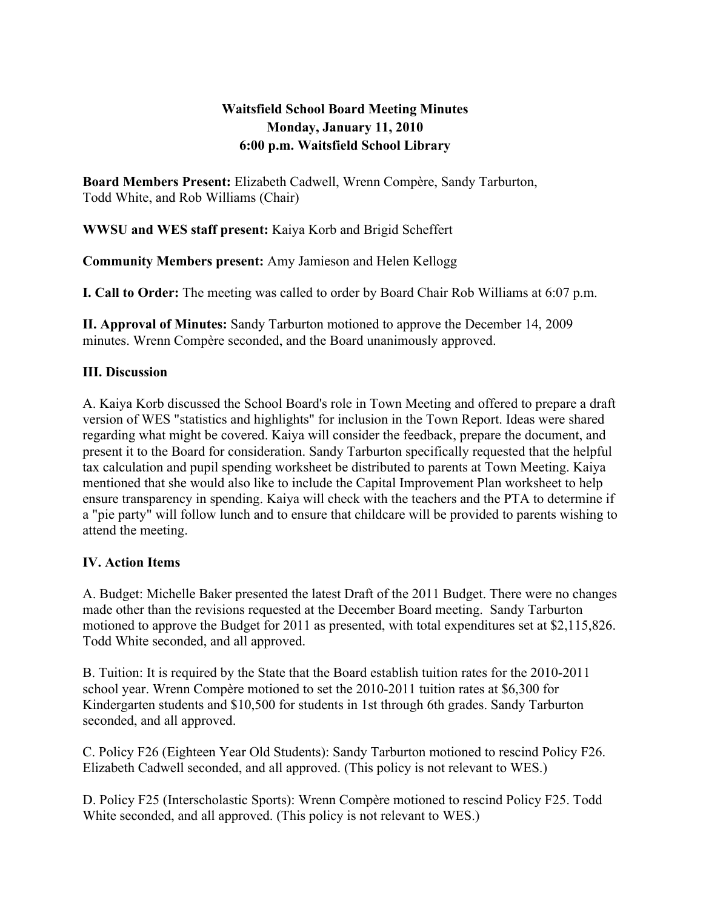# Waitsfield School Board Meeting Minutes
## Monday, January 11, 2010
## 6:00 p.m. Waitsfield School Library

**Board Members Present:** Elizabeth Cadwell, Wrenn Compère, Sandy Tarburton, Todd White, and Rob Williams (Chair)

**WWSU and WES staff present:** Kaiya Korb and Brigid Scheffert

**Community Members present:** Amy Jamieson and Helen Kellogg

**I. Call to Order:** The meeting was called to order by Board Chair Rob Williams at 6:07 p.m.

**II. Approval of Minutes:** Sandy Tarburton motioned to approve the December 14, 2009 minutes. Wrenn Compère seconded, and the Board unanimously approved.

**III. Discussion**

A. Kaiya Korb discussed the School Board's role in Town Meeting and offered to prepare a draft version of WES "statistics and highlights" for inclusion in the Town Report. Ideas were shared regarding what might be covered. Kaiya will consider the feedback, prepare the document, and present it to the Board for consideration. Sandy Tarburton specifically requested that the helpful tax calculation and pupil spending worksheet be distributed to parents at Town Meeting. Kaiya mentioned that she would also like to include the Capital Improvement Plan worksheet to help ensure transparency in spending. Kaiya will check with the teachers and the PTA to determine if a "pie party" will follow lunch and to ensure that childcare will be provided to parents wishing to attend the meeting.

**IV. Action Items**

A. Budget: Michelle Baker presented the latest Draft of the 2011 Budget. There were no changes made other than the revisions requested at the December Board meeting. Sandy Tarburton motioned to approve the Budget for 2011 as presented, with total expenditures set at $2,115,826. Todd White seconded, and all approved.

B. Tuition: It is required by the State that the Board establish tuition rates for the 2010-2011 school year. Wrenn Compère motioned to set the 2010-2011 tuition rates at $6,300 for Kindergarten students and $10,500 for students in 1st through 6th grades. Sandy Tarburton seconded, and all approved.

C. Policy F26 (Eighteen Year Old Students): Sandy Tarburton motioned to rescind Policy F26. Elizabeth Cadwell seconded, and all approved. (This policy is not relevant to WES.)

D. Policy F25 (Interscholastic Sports): Wrenn Compère motioned to rescind Policy F25. Todd White seconded, and all approved. (This policy is not relevant to WES.)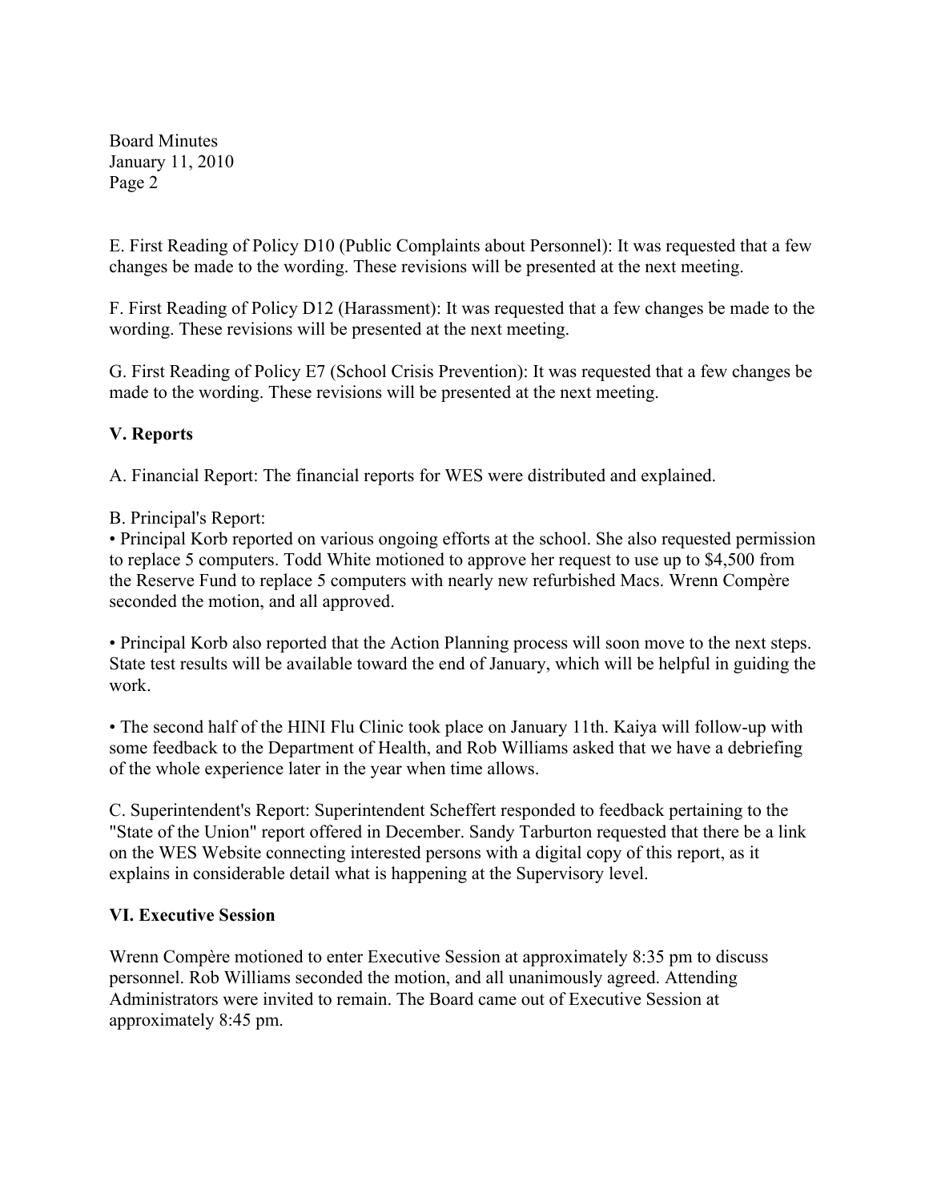E. First Reading of Policy D10 (Public Complaints about Personnel): It was requested that a few changes be made to the wording. These revisions will be presented at the next meeting.

F. First Reading of Policy D12 (Harassment): It was requested that a few changes be made to the wording. These revisions will be presented at the next meeting.

G. First Reading of Policy E7 (School Crisis Prevention): It was requested that a few changes be made to the wording. These revisions will be presented at the next meeting.

## V. Reports

A. Financial Report: The financial reports for WES were distributed and explained.

B. Principal's Report:

- Principal Korb reported on various ongoing efforts at the school. She also requested permission to replace 5 computers. Todd White motioned to approve her request to use up to $4,500 from the Reserve Fund to replace 5 computers with nearly new refurbished Macs. Wrenn Compère seconded the motion, and all approved.

- Principal Korb also reported that the Action Planning process will soon move to the next steps. State test results will be available toward the end of January, which will be helpful in guiding the work.

- The second half of the HINI Flu Clinic took place on January 11th. Kaiya will follow-up with some feedback to the Department of Health, and Rob Williams asked that we have a debriefing of the whole experience later in the year when time allows.

C. Superintendent's Report: Superintendent Scheffert responded to feedback pertaining to the "State of the Union" report offered in December. Sandy Tarburton requested that there be a link on the WES Website connecting interested persons with a digital copy of this report, as it explains in considerable detail what is happening at the Supervisory level.

## VI. Executive Session

Wrenn Compère motioned to enter Executive Session at approximately 8:35 pm to discuss personnel. Rob Williams seconded the motion, and all unanimously agreed. Attending Administrators were invited to remain. The Board came out of Executive Session at approximately 8:45 pm.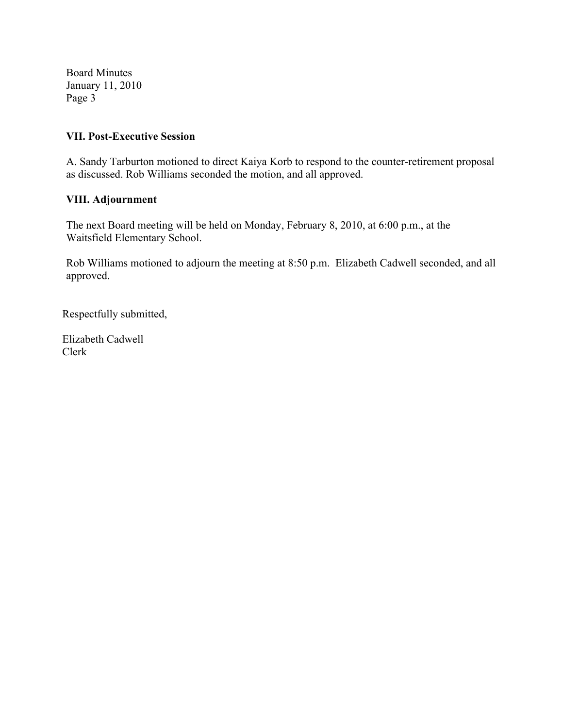### VII. Post-Executive Session

A. Sandy Tarburton motioned to direct Kaiya Korb to respond to the counter-retirement proposal as discussed. Rob Williams seconded the motion, and all approved.

### VIII. Adjournment

The next Board meeting will be held on Monday, February 8, 2010, at 6:00 p.m., at the Waitsfield Elementary School.

Rob Williams motioned to adjourn the meeting at 8:50 p.m. Elizabeth Cadwell seconded, and all approved.

Respectfully submitted,

Elizabeth Cadwell
Clerk